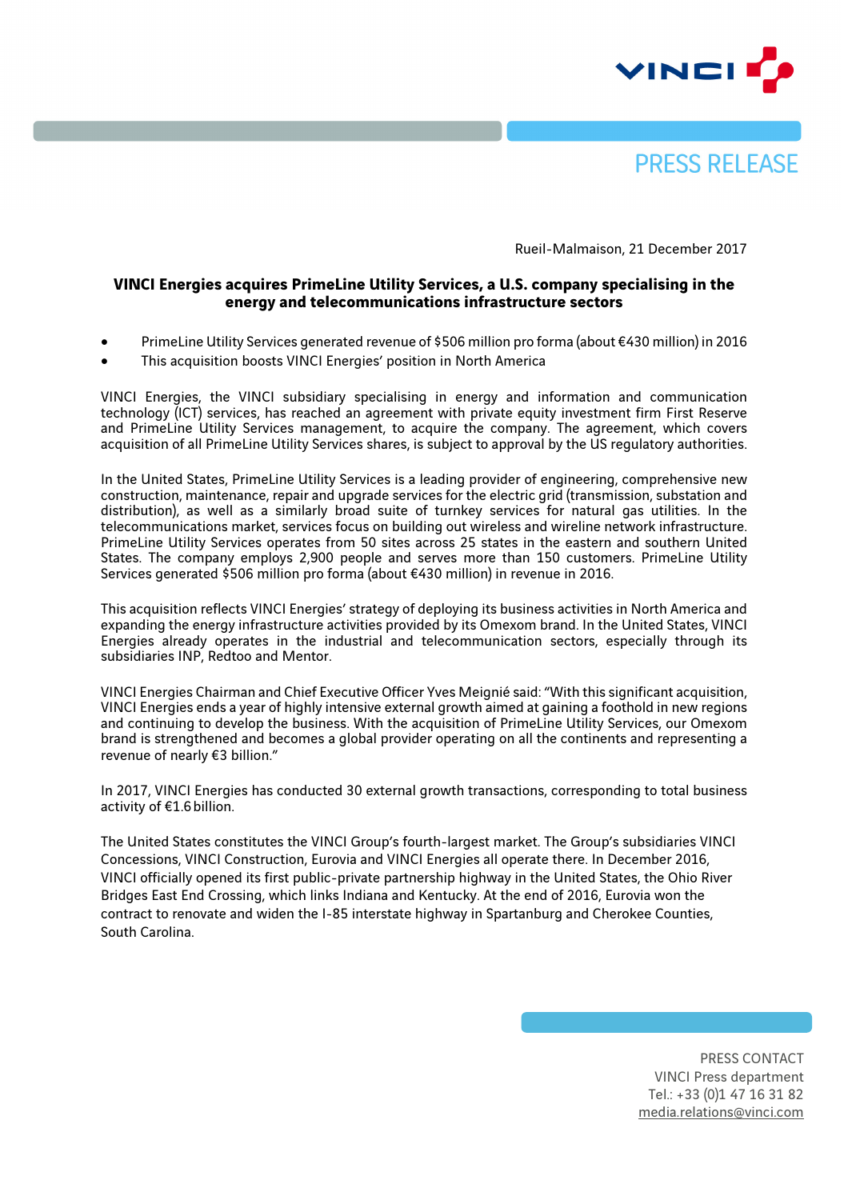PRESS RELEASE

Rueil-Malmaison, 21 December 2017

**VINCI Energies acquires PrimeLine Utility Services, a U.S. company specialising in the energy and telecommunications infrastructure sectors**

- PrimeLine Utility Services generated revenue of $506 million pro forma (about €430 million) in 2016
- This acquisition boosts VINCI Energies' position in North America

VINCI Energies, the VINCI subsidiary specialising in energy and information and communication technology (ICT) services, has reached an agreement with private equity investment firm First Reserve and PrimeLine Utility Services management, to acquire the company. The agreement, which covers acquisition of all PrimeLine Utility Services shares, is subject to approval by the US regulatory authorities.

In the United States, PrimeLine Utility Services is a leading provider of engineering, comprehensive new construction, maintenance, repair and upgrade services for the electric grid (transmission, substation and distribution), as well as a similarly broad suite of turnkey services for natural gas utilities. In the telecommunications market, services focus on building out wireless and wireline network infrastructure. PrimeLine Utility Services operates from 50 sites across 25 states in the eastern and southern United States. The company employs 2,900 people and serves more than 150 customers. PrimeLine Utility Services generated $506 million pro forma (about €430 million) in revenue in 2016.

This acquisition reflects VINCI Energies' strategy of deploying its business activities in North America and expanding the energy infrastructure activities provided by its Omexom brand. In the United States, VINCI Energies already operates in the industrial and telecommunication sectors, especially through its subsidiaries INP, Redtoo and Mentor.

VINCI Energies Chairman and Chief Executive Officer Yves Meignié said: "With this significant acquisition, VINCI Energies ends a year of highly intensive external growth aimed at gaining a foothold in new regions and continuing to develop the business. With the acquisition of PrimeLine Utility Services, our Omexom brand is strengthened and becomes a global provider operating on all the continents and representing a revenue of nearly €3 billion."

In 2017, VINCI Energies has conducted 30 external growth transactions, corresponding to total business activity of €1.6 billion.

The United States constitutes the VINCI Group's fourth-largest market. The Group's subsidiaries VINCI Concessions, VINCI Construction, Eurovia and VINCI Energies all operate there. In December 2016, VINCI officially opened its first public-private partnership highway in the United States, the Ohio River Bridges East End Crossing, which links Indiana and Kentucky. At the end of 2016, Eurovia won the contract to renovate and widen the I-85 interstate highway in Spartanburg and Cherokee Counties, South Carolina.

PRESS CONTACT
VINCI Press department
Tel.: +33 (0)1 47 16 31 82
media.relations@vinci.com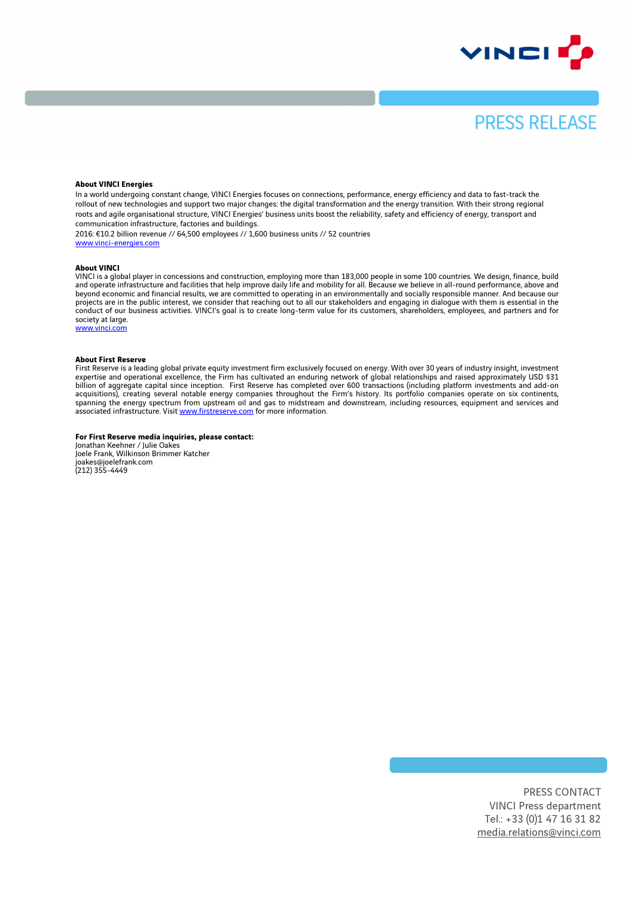# PRESS RELEASE

**About VINCI Energies**

In a world undergoing constant change, VINCI Energies focuses on connections, performance, energy efficiency and data to fast-track the rollout of new technologies and support two major changes: the digital transformation and the energy transition. With their strong regional roots and agile organisational structure, VINCI Energies' business units boost the reliability, safety and efficiency of energy, transport and communication infrastructure, factories and buildings.
2016: €10.2 billion revenue // 64,500 employees // 1,600 business units // 52 countries
www.vinci-energies.com

**About VINCI**

VINCI is a global player in concessions and construction, employing more than 183,000 people in some 100 countries. We design, finance, build and operate infrastructure and facilities that help improve daily life and mobility for all. Because we believe in all-round performance, above and beyond economic and financial results, we are committed to operating in an environmentally and socially responsible manner. And because our projects are in the public interest, we consider that reaching out to all our stakeholders and engaging in dialogue with them is essential in the conduct of our business activities. VINCI's goal is to create long-term value for its customers, shareholders, employees, and partners and for society at large.
www.vinci.com

**About First Reserve**

First Reserve is a leading global private equity investment firm exclusively focused on energy. With over 30 years of industry insight, investment expertise and operational excellence, the Firm has cultivated an enduring network of global relationships and raised approximately USD $31 billion of aggregate capital since inception. First Reserve has completed over 600 transactions (including platform investments and add-on acquisitions), creating several notable energy companies throughout the Firm's history. Its portfolio companies operate on six continents, spanning the energy spectrum from upstream oil and gas to midstream and downstream, including resources, equipment and services and associated infrastructure. Visit www.firstreserve.com for more information.

**For First Reserve media inquiries, please contact:**
Jonathan Keehner / Julie Oakes
Joele Frank, Wilkinson Brimmer Katcher
joakes@joelefrank.com
(212) 355-4449

PRESS CONTACT
VINCI Press department
Tel.: +33 (0)1 47 16 31 82
media.relations@vinci.com